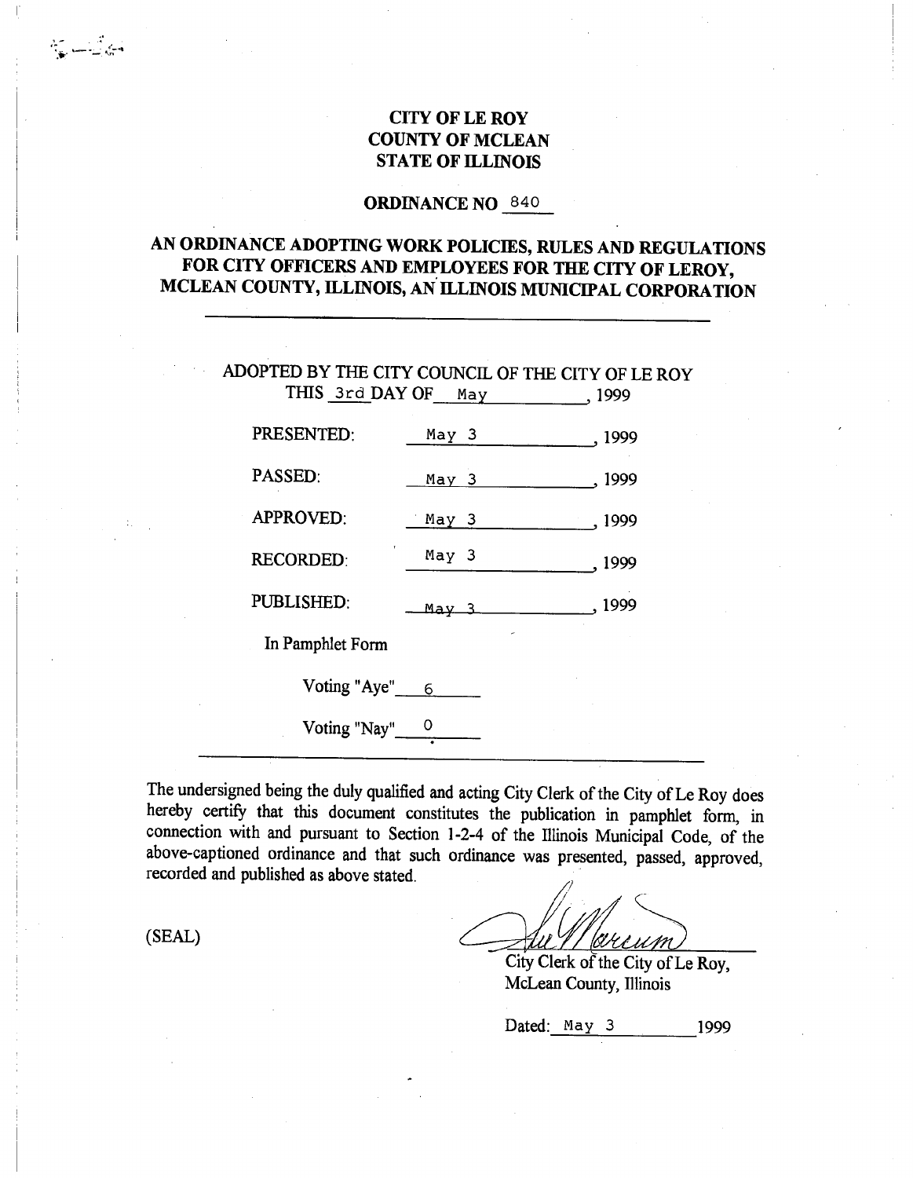# CITY OF LE ROY
# COUNTY OF MCLEAN
# STATE OF ILLINOIS

## ORDINANCE NO 840

## AN ORDINANCE ADOPTING WORK POLICIES, RULES AND REGULATIONS FOR CITY OFFICERS AND EMPLOYEES FOR THE CITY OF LEROY, MCLEAN COUNTY, ILLINOIS, AN ILLINOIS MUNICIPAL CORPORATION

---

ADOPTED BY THE CITY COUNCIL OF THE CITY OF LE ROY
THIS 3rd DAY OF May, 1999

PRESENTED: May 3, 1999

PASSED: May 3, 1999

APPROVED: May 3, 1999

RECORDED: May 3, 1999

PUBLISHED: May 3, 1999

In Pamphlet Form

Voting "Aye" 6

Voting "Nay" 0

---

The undersigned being the duly qualified and acting City Clerk of the City of Le Roy does hereby certify that this document constitutes the publication in pamphlet form, in connection with and pursuant to Section 1-2-4 of the Illinois Municipal Code, of the above-captioned ordinance and that such ordinance was presented, passed, approved, recorded and published as above stated.

(SEAL)

City Clerk of the City of Le Roy,
McLean County, Illinois

Dated: May 3 1999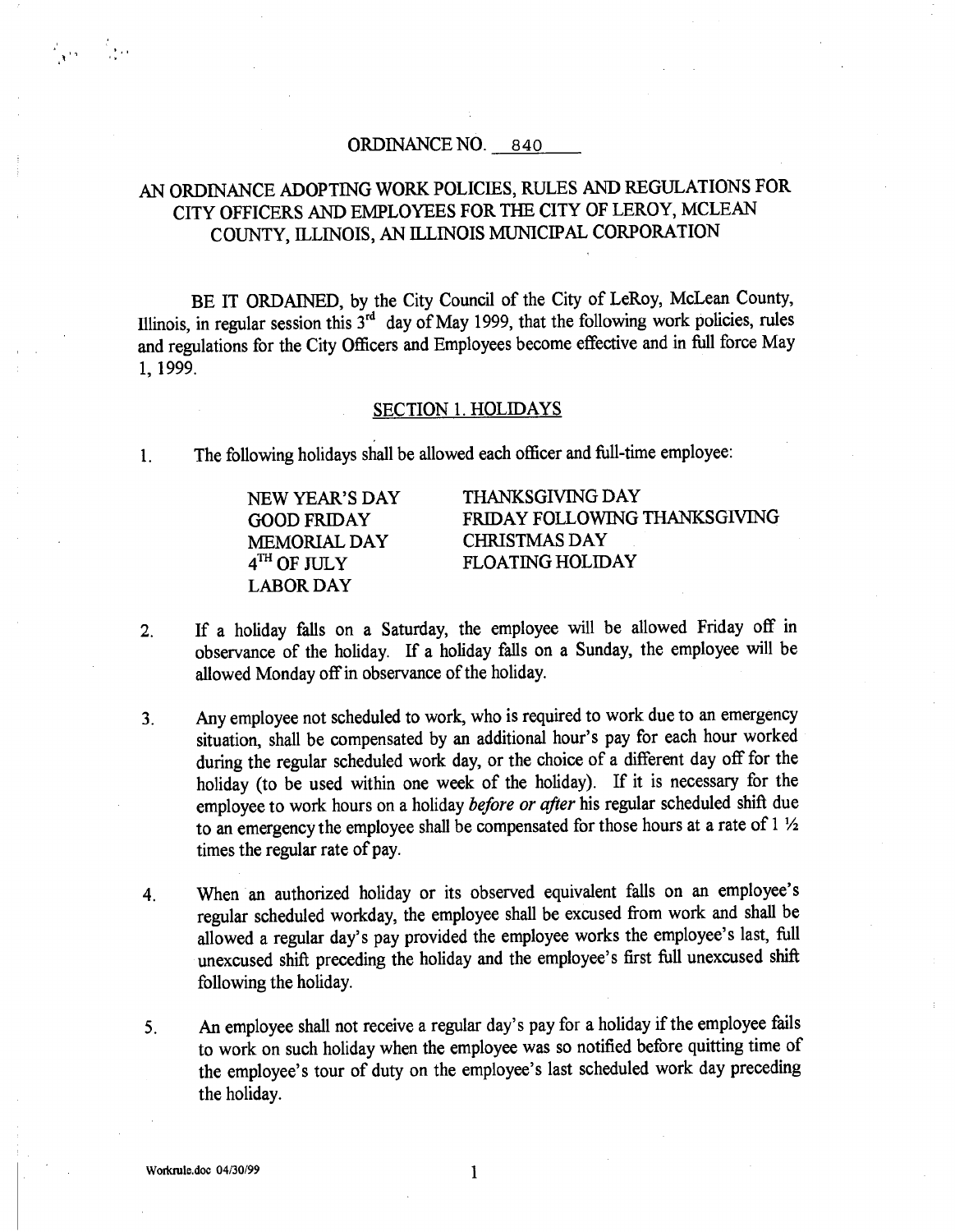ORDINANCE NO. 840

AN ORDINANCE ADOPTING WORK POLICIES, RULES AND REGULATIONS FOR CITY OFFICERS AND EMPLOYEES FOR THE CITY OF LEROY, MCLEAN COUNTY, ILLINOIS, AN ILLINOIS MUNICIPAL CORPORATION

BE IT ORDAINED, by the City Council of the City of LeRoy, McLean County, Illinois, in regular session this 3rd day of May 1999, that the following work policies, rules and regulations for the City Officers and Employees become effective and in full force May 1, 1999.

## SECTION 1. HOLIDAYS

1. The following holidays shall be allowed each officer and full-time employee:

   NEW YEAR'S DAY
   GOOD FRIDAY
   MEMORIAL DAY
   4TH OF JULY
   LABOR DAY
   THANKSGIVING DAY
   FRIDAY FOLLOWING THANKSGIVING
   CHRISTMAS DAY
   FLOATING HOLIDAY

2. If a holiday falls on a Saturday, the employee will be allowed Friday off in observance of the holiday. If a holiday falls on a Sunday, the employee will be allowed Monday off in observance of the holiday.

3. Any employee not scheduled to work, who is required to work due to an emergency situation, shall be compensated by an additional hour's pay for each hour worked during the regular scheduled work day, or the choice of a different day off for the holiday (to be used within one week of the holiday). If it is necessary for the employee to work hours on a holiday *before or after* his regular scheduled shift due to an emergency the employee shall be compensated for those hours at a rate of 1 ½ times the regular rate of pay.

4. When an authorized holiday or its observed equivalent falls on an employee's regular scheduled workday, the employee shall be excused from work and shall be allowed a regular day's pay provided the employee works the employee's last, full unexcused shift preceding the holiday and the employee's first full unexcused shift following the holiday.

5. An employee shall not receive a regular day's pay for a holiday if the employee fails to work on such holiday when the employee was so notified before quitting time of the employee's tour of duty on the employee's last scheduled work day preceding the holiday.

Workrule.doc 04/30/99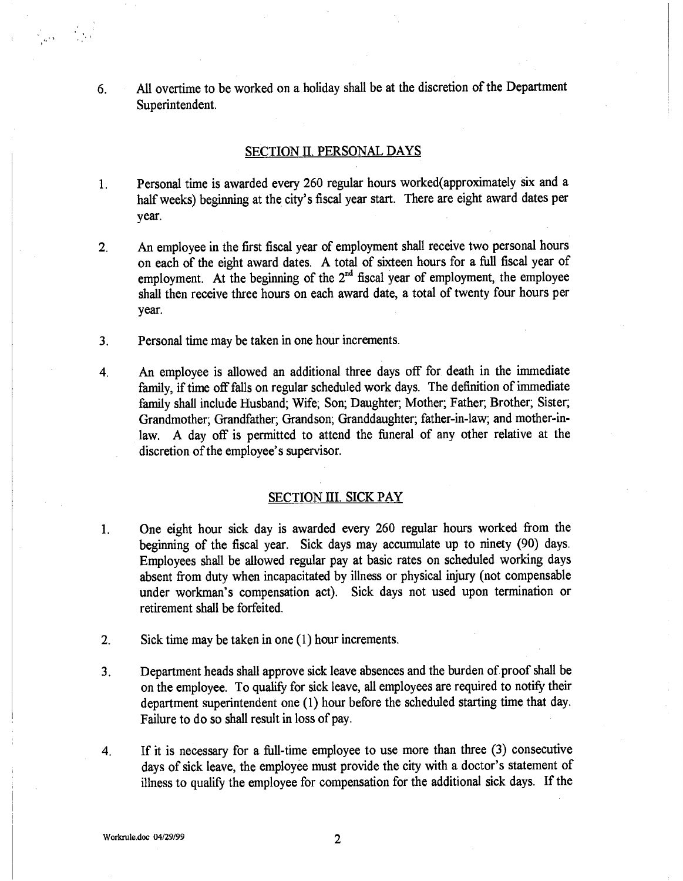6. All overtime to be worked on a holiday shall be at the discretion of the Department Superintendent.

## SECTION II. PERSONAL DAYS

1. Personal time is awarded every 260 regular hours worked(approximately six and a half weeks) beginning at the city's fiscal year start. There are eight award dates per year.

2. An employee in the first fiscal year of employment shall receive two personal hours on each of the eight award dates. A total of sixteen hours for a full fiscal year of employment. At the beginning of the 2nd fiscal year of employment, the employee shall then receive three hours on each award date, a total of twenty four hours per year.

3. Personal time may be taken in one hour increments.

4. An employee is allowed an additional three days off for death in the immediate family, if time off falls on regular scheduled work days. The definition of immediate family shall include Husband; Wife; Son; Daughter; Mother; Father; Brother; Sister; Grandmother; Grandfather; Grandson; Granddaughter; father-in-law; and mother-in-law. A day off is permitted to attend the funeral of any other relative at the discretion of the employee's supervisor.

## SECTION III. SICK PAY

1. One eight hour sick day is awarded every 260 regular hours worked from the beginning of the fiscal year. Sick days may accumulate up to ninety (90) days. Employees shall be allowed regular pay at basic rates on scheduled working days absent from duty when incapacitated by illness or physical injury (not compensable under workman's compensation act). Sick days not used upon termination or retirement shall be forfeited.

2. Sick time may be taken in one (1) hour increments.

3. Department heads shall approve sick leave absences and the burden of proof shall be on the employee. To qualify for sick leave, all employees are required to notify their department superintendent one (1) hour before the scheduled starting time that day. Failure to do so shall result in loss of pay.

4. If it is necessary for a full-time employee to use more than three (3) consecutive days of sick leave, the employee must provide the city with a doctor's statement of illness to qualify the employee for compensation for the additional sick days. If the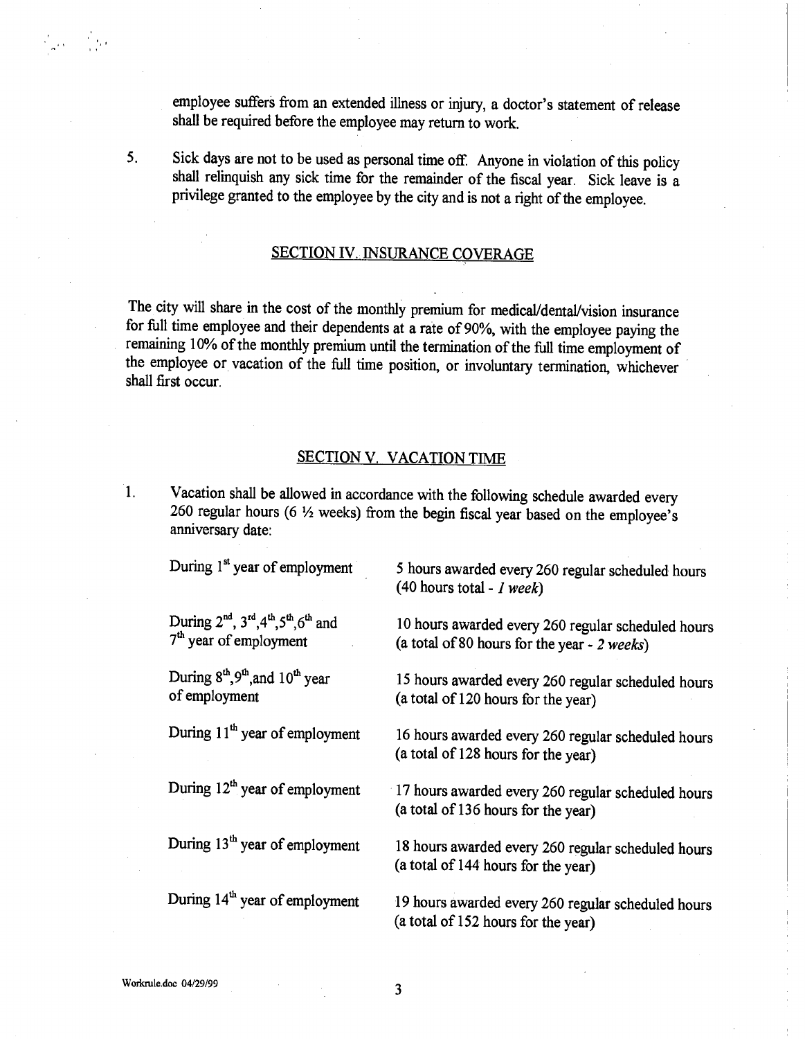employee suffers from an extended illness or injury, a doctor's statement of release shall be required before the employee may return to work.

5. Sick days are not to be used as personal time off. Anyone in violation of this policy shall relinquish any sick time for the remainder of the fiscal year. Sick leave is a privilege granted to the employee by the city and is not a right of the employee.

## SECTION IV. INSURANCE COVERAGE

The city will share in the cost of the monthly premium for medical/dental/vision insurance for full time employee and their dependents at a rate of 90%, with the employee paying the remaining 10% of the monthly premium until the termination of the full time employment of the employee or vacation of the full time position, or involuntary termination, whichever shall first occur.

## SECTION V. VACATION TIME

1. Vacation shall be allowed in accordance with the following schedule awarded every 260 regular hours (6 ½ weeks) from the begin fiscal year based on the employee's anniversary date:

| | |
|---|---|
| During 1st year of employment | 5 hours awarded every 260 regular scheduled hours (40 hours total - *1 week*) |
| During 2nd, 3rd, 4th, 5th, 6th and 7th year of employment | 10 hours awarded every 260 regular scheduled hours (a total of 80 hours for the year - *2 weeks*) |
| During 8th, 9th, and 10th year of employment | 15 hours awarded every 260 regular scheduled hours (a total of 120 hours for the year) |
| During 11th year of employment | 16 hours awarded every 260 regular scheduled hours (a total of 128 hours for the year) |
| During 12th year of employment | 17 hours awarded every 260 regular scheduled hours (a total of 136 hours for the year) |
| During 13th year of employment | 18 hours awarded every 260 regular scheduled hours (a total of 144 hours for the year) |
| During 14th year of employment | 19 hours awarded every 260 regular scheduled hours (a total of 152 hours for the year) |

Workrule.doc 04/29/99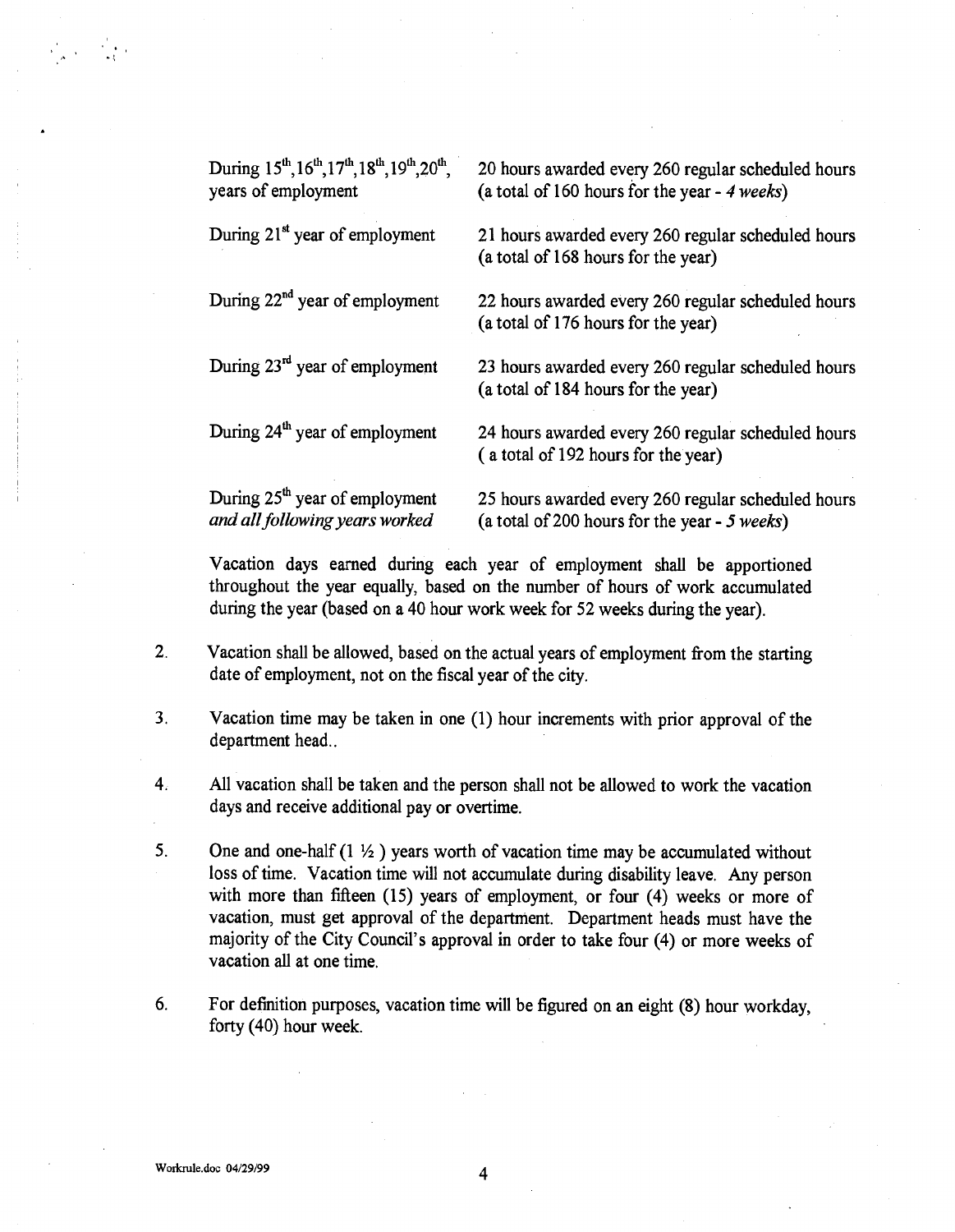| | |
|---|---|
| During 15th,16th,17th,18th,19th,20th, years of employment | 20 hours awarded every 260 regular scheduled hours (a total of 160 hours for the year - *4 weeks*) |
| During 21st year of employment | 21 hours awarded every 260 regular scheduled hours (a total of 168 hours for the year) |
| During 22nd year of employment | 22 hours awarded every 260 regular scheduled hours (a total of 176 hours for the year) |
| During 23rd year of employment | 23 hours awarded every 260 regular scheduled hours (a total of 184 hours for the year) |
| During 24th year of employment | 24 hours awarded every 260 regular scheduled hours ( a total of 192 hours for the year) |
| During 25th year of employment *and all following years worked* | 25 hours awarded every 260 regular scheduled hours (a total of 200 hours for the year - *5 weeks*) |

Vacation days earned during each year of employment shall be apportioned throughout the year equally, based on the number of hours of work accumulated during the year (based on a 40 hour work week for 52 weeks during the year).

2. Vacation shall be allowed, based on the actual years of employment from the starting date of employment, not on the fiscal year of the city.

3. Vacation time may be taken in one (1) hour increments with prior approval of the department head..

4. All vacation shall be taken and the person shall not be allowed to work the vacation days and receive additional pay or overtime.

5. One and one-half (1 ½ ) years worth of vacation time may be accumulated without loss of time. Vacation time will not accumulate during disability leave. Any person with more than fifteen (15) years of employment, or four (4) weeks or more of vacation, must get approval of the department. Department heads must have the majority of the City Council's approval in order to take four (4) or more weeks of vacation all at one time.

6. For definition purposes, vacation time will be figured on an eight (8) hour workday, forty (40) hour week.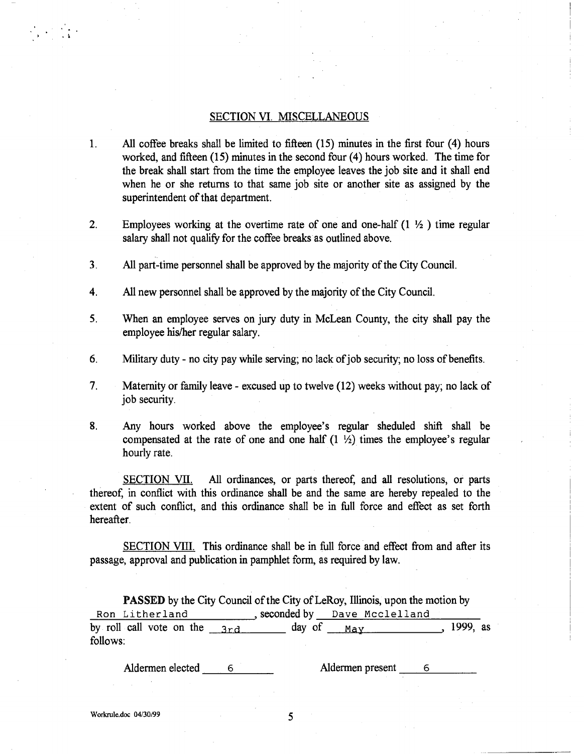## SECTION VI. MISCELLANEOUS

1. All coffee breaks shall be limited to fifteen (15) minutes in the first four (4) hours worked, and fifteen (15) minutes in the second four (4) hours worked. The time for the break shall start from the time the employee leaves the job site and it shall end when he or she returns to that same job site or another site as assigned by the superintendent of that department.

2. Employees working at the overtime rate of one and one-half (1 ½ ) time regular salary shall not qualify for the coffee breaks as outlined above.

3. All part-time personnel shall be approved by the majority of the City Council.

4. All new personnel shall be approved by the majority of the City Council.

5. When an employee serves on jury duty in McLean County, the city shall pay the employee his/her regular salary.

6. Military duty - no city pay while serving; no lack of job security; no loss of benefits.

7. Maternity or family leave - excused up to twelve (12) weeks without pay; no lack of job security.

8. Any hours worked above the employee's regular sheduled shift shall be compensated at the rate of one and one half (1 ½) times the employee's regular hourly rate.

SECTION VII. All ordinances, or parts thereof, and all resolutions, or parts thereof, in conflict with this ordinance shall be and the same are hereby repealed to the extent of such conflict, and this ordinance shall be in full force and effect as set forth hereafter.

SECTION VIII. This ordinance shall be in full force and effect from and after its passage, approval and publication in pamphlet form, as required by law.

**PASSED** by the City Council of the City of LeRoy, Illinois, upon the motion by Ron Litherland, seconded by Dave Mcclelland by roll call vote on the 3rd day of May, 1999, as follows:

Aldermen elected 6 Aldermen present 6

Workrule.doc 04/30/99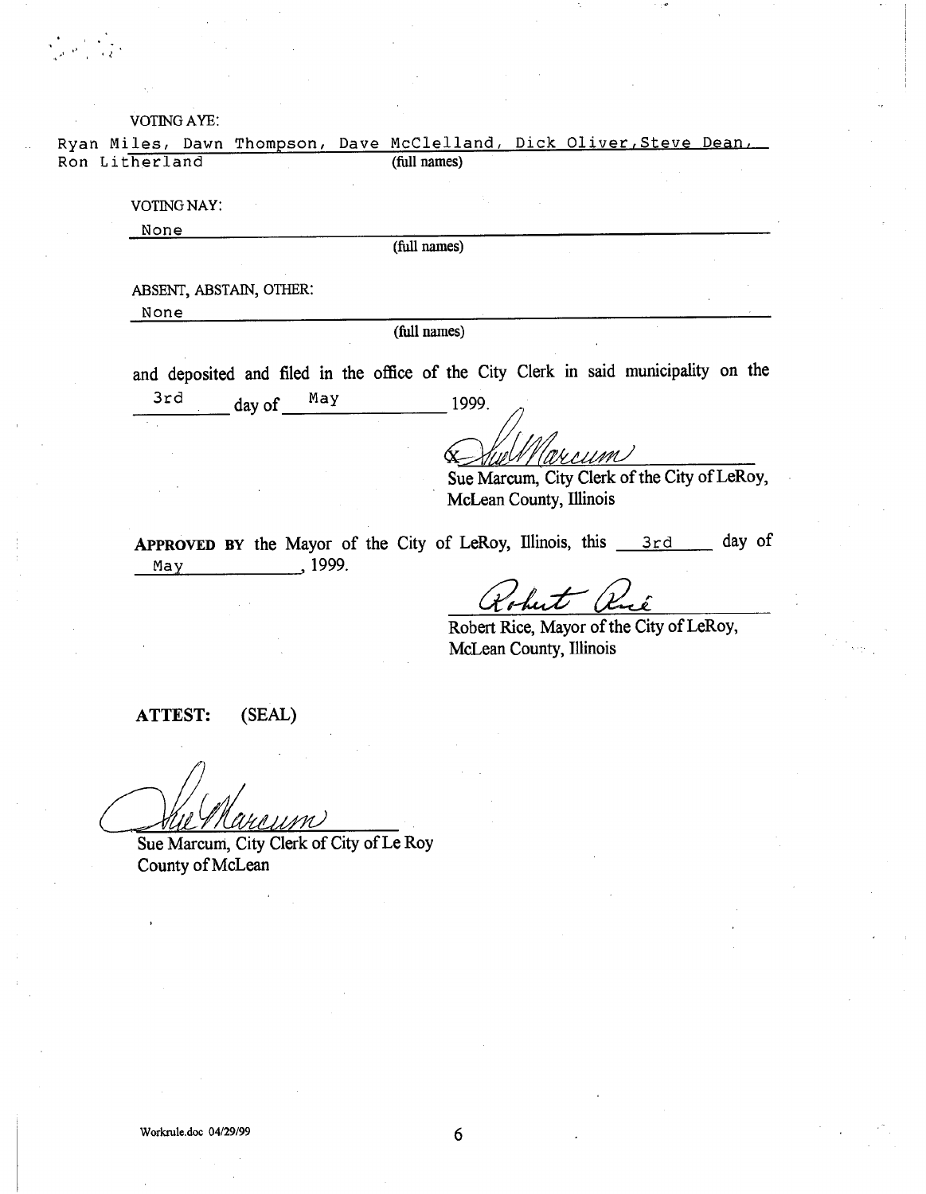VOTING AYE:

Ryan Miles, Dawn Thompson, Dave McClelland, Dick Oliver, Steve Dean, Ron Litherland
(full names)

VOTING NAY:

None
(full names)

ABSENT, ABSTAIN, OTHER:

None
(full names)

and deposited and filed in the office of the City Clerk in said municipality on the 3rd day of May 1999.

Sue Marcum, City Clerk of the City of LeRoy, McLean County, Illinois

**APPROVED BY** the Mayor of the City of LeRoy, Illinois, this 3rd day of May, 1999.

Robert Rice, Mayor of the City of LeRoy, McLean County, Illinois

**ATTEST:** **(SEAL)**

Sue Marcum, City Clerk of City of Le Roy
County of McLean

Workrule.doc 04/29/99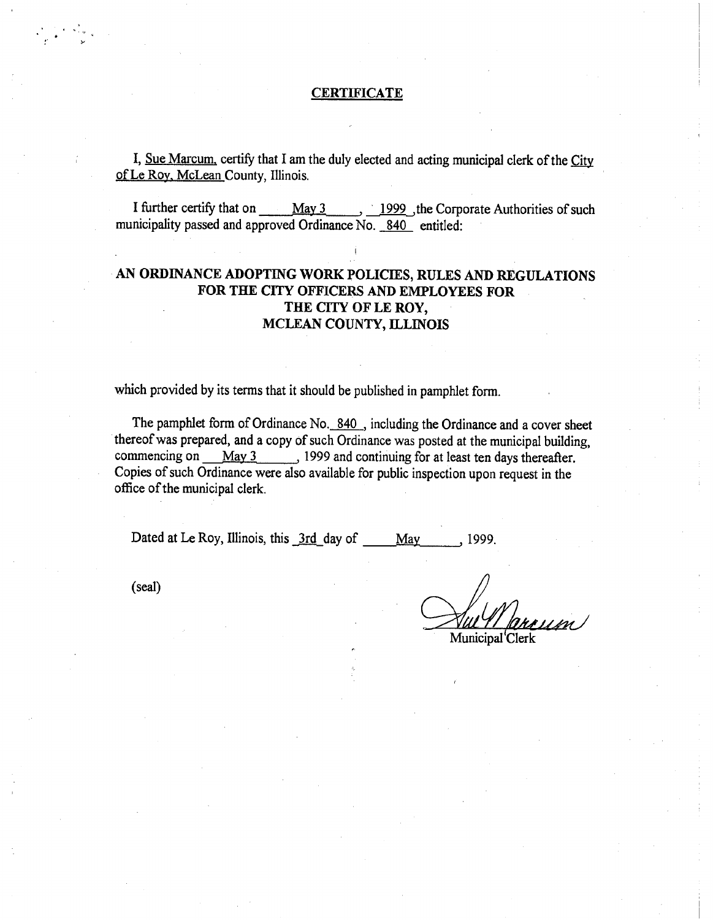## CERTIFICATE

I, Sue Marcum, certify that I am the duly elected and acting municipal clerk of the City of Le Roy, McLean County, Illinois.

I further certify that on May 3, 1999, the Corporate Authorities of such municipality passed and approved Ordinance No. 840 entitled:

**AN ORDINANCE ADOPTING WORK POLICIES, RULES AND REGULATIONS FOR THE CITY OFFICERS AND EMPLOYEES FOR THE CITY OF LE ROY, MCLEAN COUNTY, ILLINOIS**

which provided by its terms that it should be published in pamphlet form.

The pamphlet form of Ordinance No. 840, including the Ordinance and a cover sheet thereof was prepared, and a copy of such Ordinance was posted at the municipal building, commencing on May 3, 1999 and continuing for at least ten days thereafter. Copies of such Ordinance were also available for public inspection upon request in the office of the municipal clerk.

Dated at Le Roy, Illinois, this 3rd day of May, 1999.

(seal)

Sue Marcum

Municipal Clerk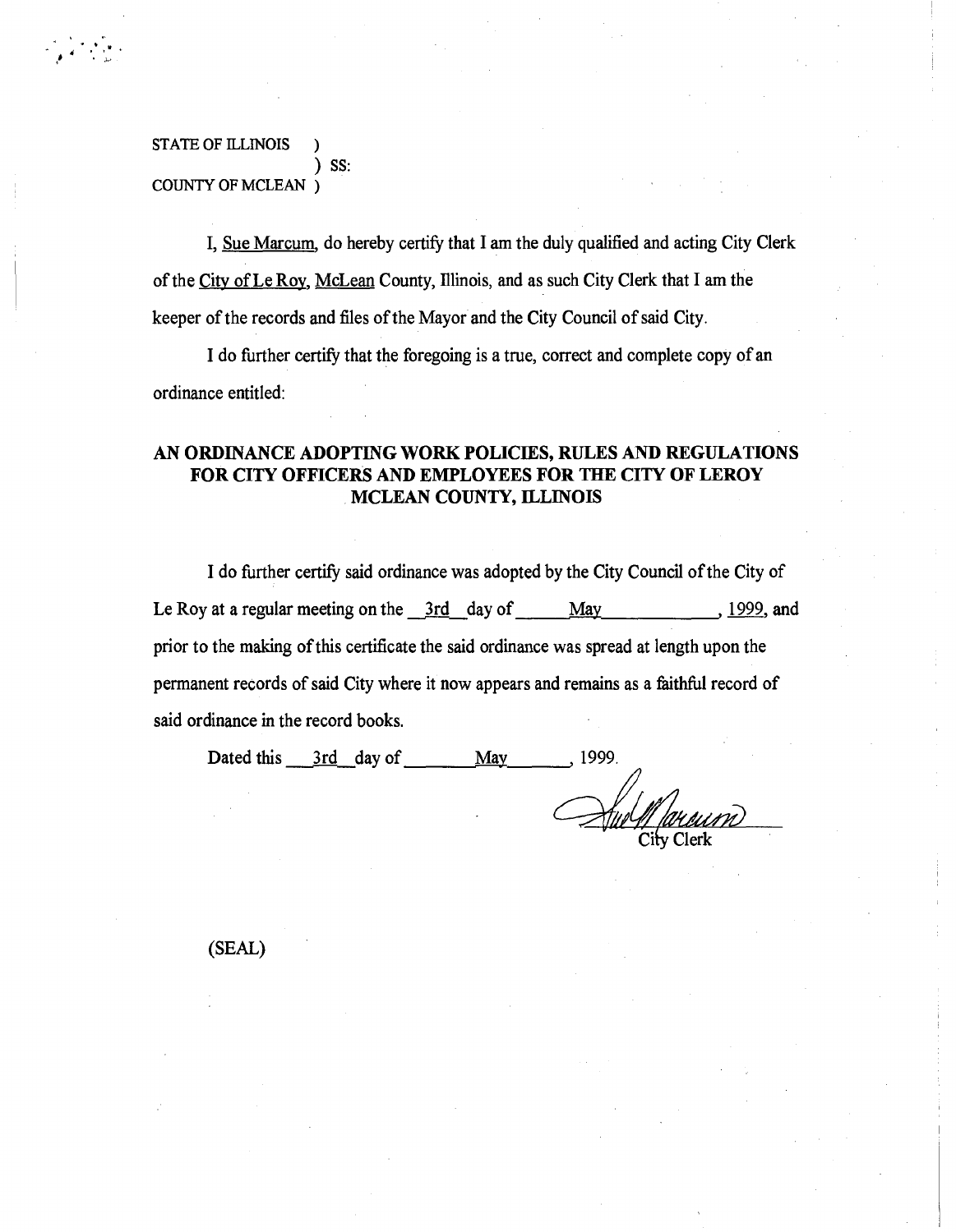STATE OF ILLINOIS )
) SS:
COUNTY OF MCLEAN )

I, Sue Marcum, do hereby certify that I am the duly qualified and acting City Clerk of the City of Le Roy, McLean County, Illinois, and as such City Clerk that I am the keeper of the records and files of the Mayor and the City Council of said City.

I do further certify that the foregoing is a true, correct and complete copy of an ordinance entitled:

**AN ORDINANCE ADOPTING WORK POLICIES, RULES AND REGULATIONS FOR CITY OFFICERS AND EMPLOYEES FOR THE CITY OF LEROY MCLEAN COUNTY, ILLINOIS**

I do further certify said ordinance was adopted by the City Council of the City of Le Roy at a regular meeting on the 3rd day of May, 1999, and prior to the making of this certificate the said ordinance was spread at length upon the permanent records of said City where it now appears and remains as a faithful record of said ordinance in the record books.

Dated this 3rd day of May, 1999.

City Clerk

(SEAL)